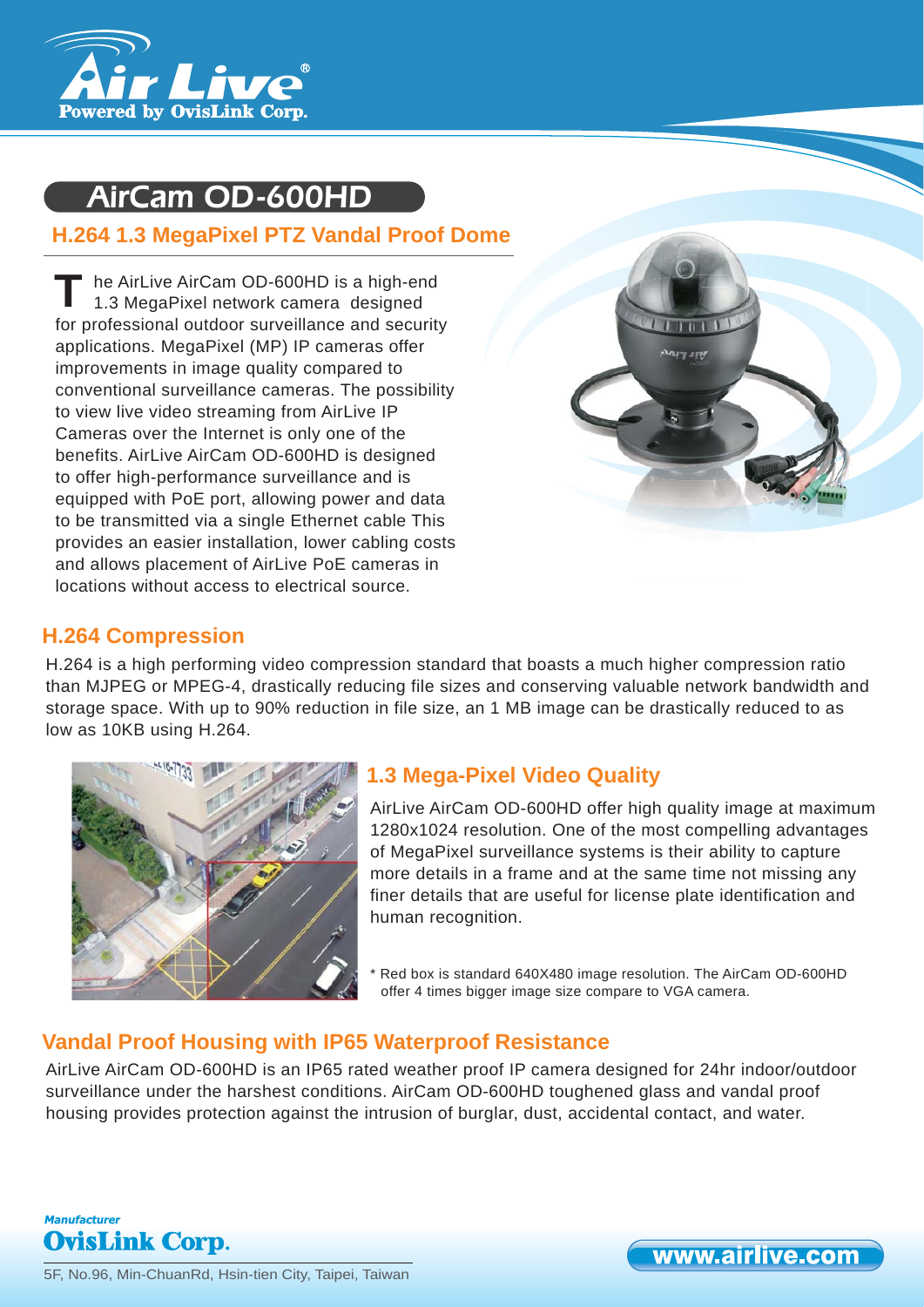# AirCam OD-600HD

## H.264 1.3 MegaPixel PTZ Vandal Proof Dome

The AirLive AirCam OD-600HD is a high-end 1.3 MegaPixel network camera designed for professional outdoor surveillance and security applications. MegaPixel (MP) IP cameras offer improvements in image quality compared to conventional surveillance cameras. The possibility to view live video streaming from AirLive IP Cameras over the Internet is only one of the benefits. AirLive AirCam OD-600HD is designed to offer high-performance surveillance and is equipped with PoE port, allowing power and data to be transmitted via a single Ethernet cable This provides an easier installation, lower cabling costs and allows placement of AirLive PoE cameras in locations without access to electrical source.

## H.264 Compression

H.264 is a high performing video compression standard that boasts a much higher compression ratio than MJPEG or MPEG-4, drastically reducing file sizes and conserving valuable network bandwidth and storage space. With up to 90% reduction in file size, an 1 MB image can be drastically reduced to as low as 10KB using H.264.

## 1.3 Mega-Pixel Video Quality

AirLive AirCam OD-600HD offer high quality image at maximum 1280x1024 resolution. One of the most compelling advantages of MegaPixel surveillance systems is their ability to capture more details in a frame and at the same time not missing any finer details that are useful for license plate identification and human recognition.

* Red box is standard 640X480 image resolution. The AirCam OD-600HD offer 4 times bigger image size compare to VGA camera.

## Vandal Proof Housing with IP65 Waterproof Resistance

AirLive AirCam OD-600HD is an IP65 rated weather proof IP camera designed for 24hr indoor/outdoor surveillance under the harshest conditions. AirCam OD-600HD toughened glass and vandal proof housing provides protection against the intrusion of burglar, dust, accidental contact, and water.

*Manufacturer*
**OvisLink Corp.**
5F, No.96, Min-ChuanRd, Hsin-tien City, Taipei, Taiwan

www.airlive.com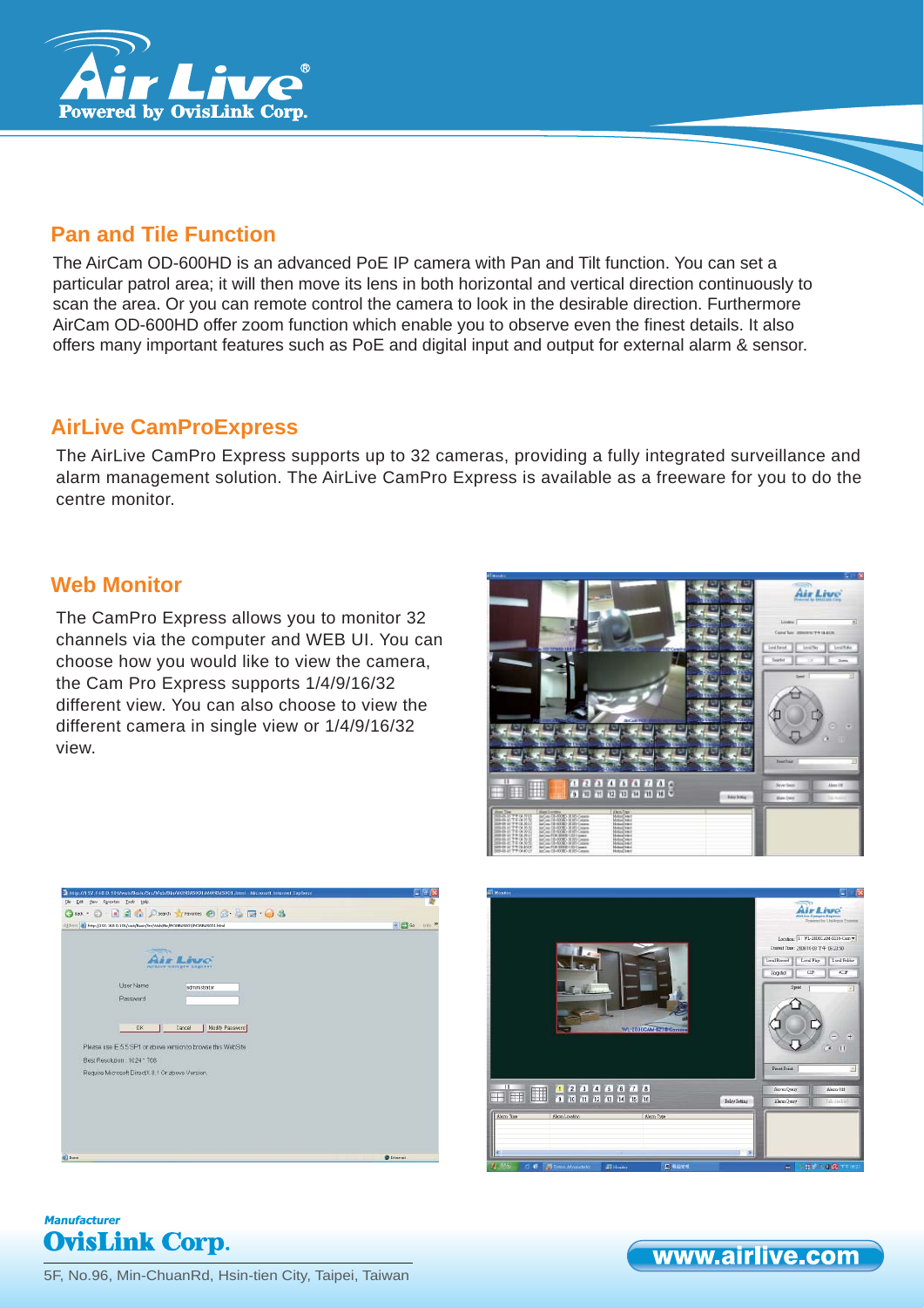## Pan and Tile Function

The AirCam OD-600HD is an advanced PoE IP camera with Pan and Tilt function. You can set a particular patrol area; it will then move its lens in both horizontal and vertical direction continuously to scan the area. Or you can remote control the camera to look in the desirable direction. Furthermore AirCam OD-600HD offer zoom function which enable you to observe even the finest details. It also offers many important features such as PoE and digital input and output for external alarm & sensor.

## AirLive CamProExpress

The AirLive CamPro Express supports up to 32 cameras, providing a fully integrated surveillance and alarm management solution. The AirLive CamPro Express is available as a freeware for you to do the centre monitor.

## Web Monitor

The CamPro Express allows you to monitor 32 channels via the computer and WEB UI. You can choose how you would like to view the camera, the Cam Pro Express supports 1/4/9/16/32 different view. You can also choose to view the different camera in single view or 1/4/9/16/32 view.

Manufacturer
**OvisLink Corp.**

5F, No.96, Min-ChuanRd, Hsin-tien City, Taipei, Taiwan

www.airlive.com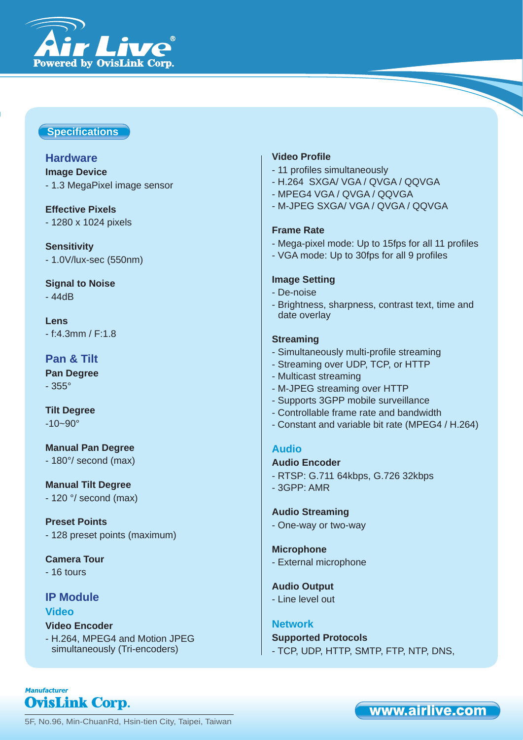## Specifications

### Hardware

**Image Device**
- 1.3 MegaPixel image sensor

**Effective Pixels**
- 1280 x 1024 pixels

**Sensitivity**
- 1.0V/lux-sec (550nm)

**Signal to Noise**
- 44dB

**Lens**
- f:4.3mm / F:1.8

### Pan & Tilt

**Pan Degree**
- 355°

**Tilt Degree**
-10~90°

**Manual Pan Degree**
- 180°/ second (max)

**Manual Tilt Degree**
- 120 °/ second (max)

**Preset Points**
- 128 preset points (maximum)

**Camera Tour**
- 16 tours

### IP Module

#### Video

**Video Encoder**
- H.264, MPEG4 and Motion JPEG simultaneously (Tri-encoders)

**Video Profile**
- 11 profiles simultaneously
- H.264 SXGA/ VGA / QVGA / QQVGA
- MPEG4 VGA / QVGA / QQVGA
- M-JPEG SXGA/ VGA / QVGA / QQVGA

**Frame Rate**
- Mega-pixel mode: Up to 15fps for all 11 profiles
- VGA mode: Up to 30fps for all 9 profiles

**Image Setting**
- De-noise
- Brightness, sharpness, contrast text, time and date overlay

**Streaming**
- Simultaneously multi-profile streaming
- Streaming over UDP, TCP, or HTTP
- Multicast streaming
- M-JPEG streaming over HTTP
- Supports 3GPP mobile surveillance
- Controllable frame rate and bandwidth
- Constant and variable bit rate (MPEG4 / H.264)

#### Audio

**Audio Encoder**
- RTSP: G.711 64kbps, G.726 32kbps
- 3GPP: AMR

**Audio Streaming**
- One-way or two-way

**Microphone**
- External microphone

**Audio Output**
- Line level out

#### Network

**Supported Protocols**
- TCP, UDP, HTTP, SMTP, FTP, NTP, DNS,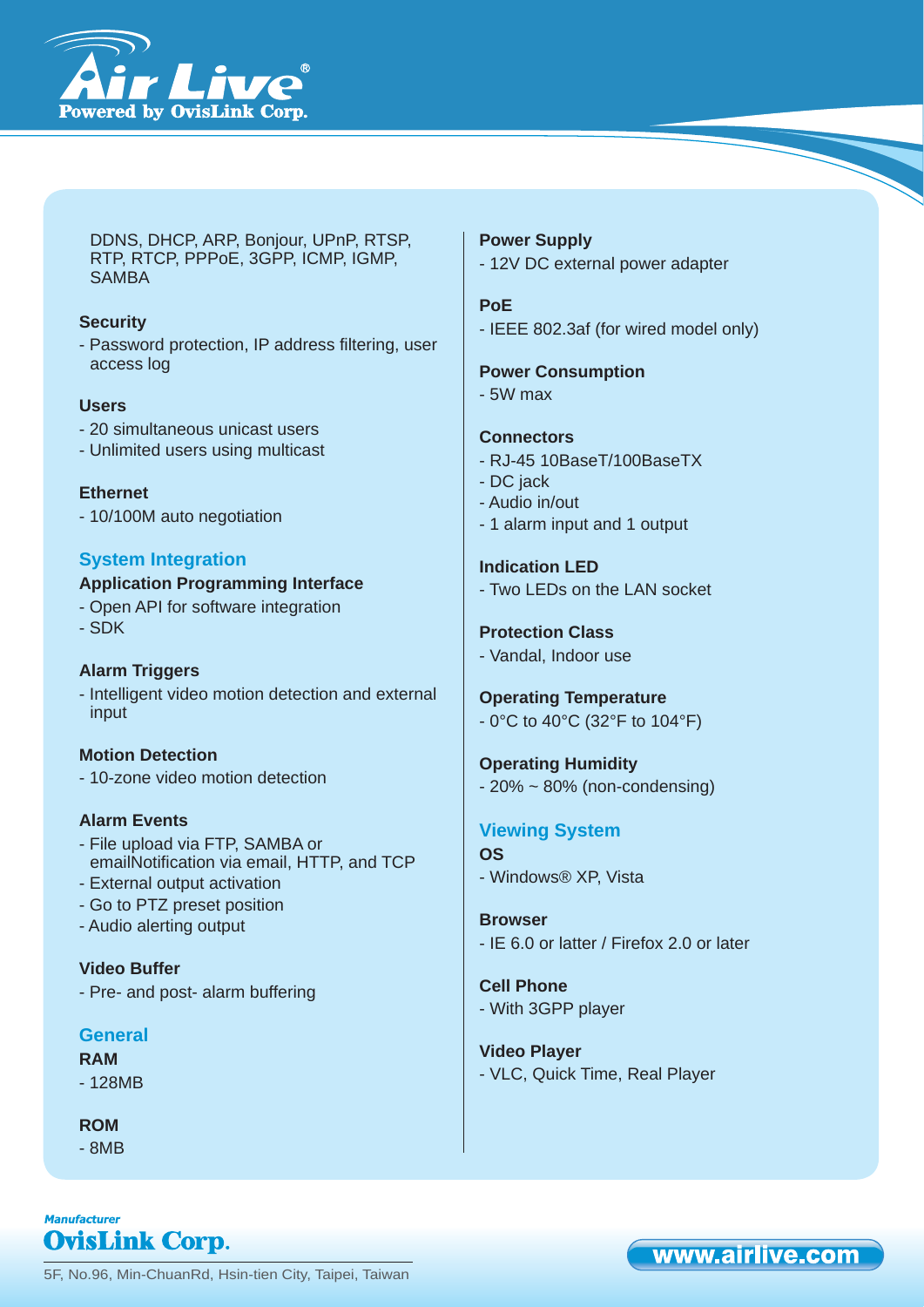DDNS, DHCP, ARP, Bonjour, UPnP, RTSP, RTP, RTCP, PPPoE, 3GPP, ICMP, IGMP, SAMBA

**Security**

- Password protection, IP address filtering, user access log

**Users**

- 20 simultaneous unicast users
- Unlimited users using multicast

**Ethernet**

- 10/100M auto negotiation

## System Integration

**Application Programming Interface**

- Open API for software integration
- SDK

**Alarm Triggers**

- Intelligent video motion detection and external input

**Motion Detection**

- 10-zone video motion detection

**Alarm Events**

- File upload via FTP, SAMBA or emailNotification via email, HTTP, and TCP
- External output activation
- Go to PTZ preset position
- Audio alerting output

**Video Buffer**

- Pre- and post- alarm buffering

## General

**RAM**

- 128MB

**ROM**

- 8MB

**Power Supply**

- 12V DC external power adapter

**PoE**

- IEEE 802.3af (for wired model only)

**Power Consumption**

- 5W max

**Connectors**

- RJ-45 10BaseT/100BaseTX
- DC jack
- Audio in/out
- 1 alarm input and 1 output

**Indication LED**

- Two LEDs on the LAN socket

**Protection Class**

- Vandal, Indoor use

**Operating Temperature**

- 0°C to 40°C (32°F to 104°F)

**Operating Humidity**

- 20% ~ 80% (non-condensing)

## Viewing System

**OS**

- Windows® XP, Vista

**Browser**

- IE 6.0 or latter / Firefox 2.0 or later

**Cell Phone**

- With 3GPP player

**Video Player**

- VLC, Quick Time, Real Player

*Manufacturer*
**OvisLink Corp.**
5F, No.96, Min-ChuanRd, Hsin-tien City, Taipei, Taiwan

www.airlive.com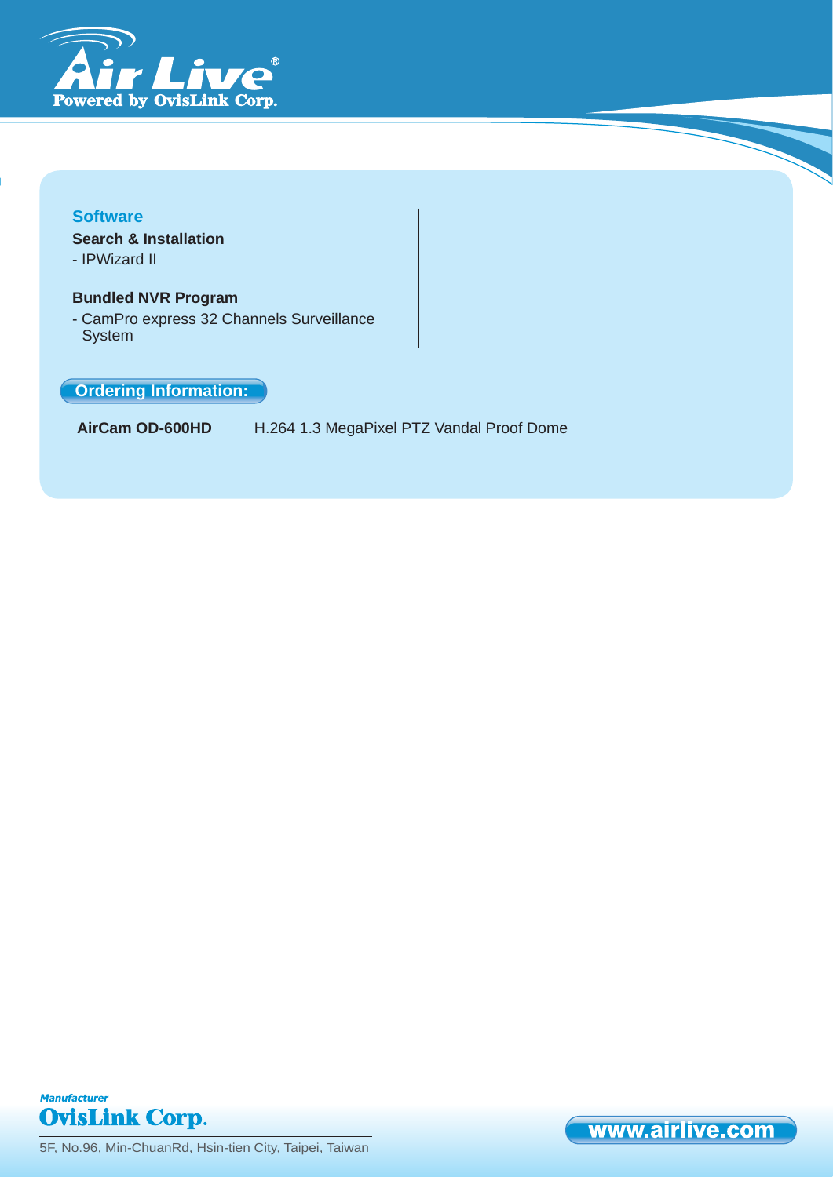### Software

**Search & Installation**

- IPWizard II

**Bundled NVR Program**

- CamPro express 32 Channels Surveillance System

### Ordering Information:

| | |
|---|---|
| **AirCam OD-600HD** | H.264 1.3 MegaPixel PTZ Vandal Proof Dome |

*Manufacturer*

**OvisLink Corp.**

5F, No.96, Min-ChuanRd, Hsin-tien City, Taipei, Taiwan

www.airlive.com